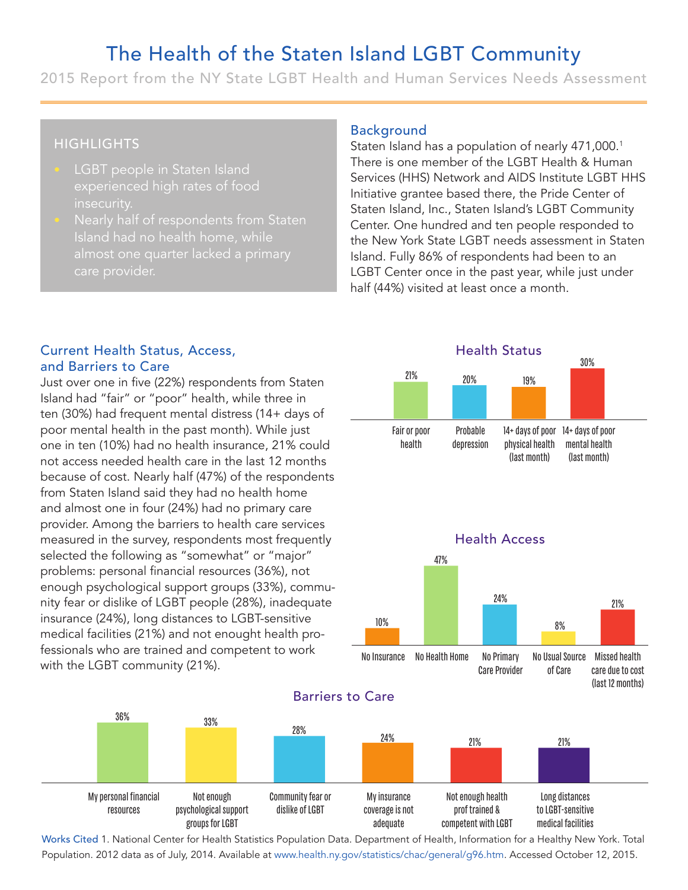# The Health of the Staten Island LGBT Community

2015 Report from the NY State LGBT Health and Human Services Needs Assessment

## HIGHLIGHTS

- LGBT people in Staten Island experienced high rates of food insecurity.
- Nearly half of respondents from Staten Island had no health home, while almost one quarter lacked a primary care provider.

## Background

Staten Island has a population of nearly 471,000.[1] There is one member of the LGBT Health & Human Services (HHS) Network and AIDS Institute LGBT HHS Initiative grantee based there, the Pride Center of Staten Island, Inc., Staten Island's LGBT Community Center. One hundred and ten people responded to the New York State LGBT needs assessment in Staten Island. Fully 86% of respondents had been to an LGBT Center once in the past year, while just under half (44%) visited at least once a month.

## Current Health Status, Access, and Barriers to Care

Just over one in five (22%) respondents from Staten Island had "fair" or "poor" health, while three in ten (30%) had frequent mental distress (14+ days of poor mental health in the past month). While just one in ten (10%) had no health insurance, 21% could not access needed health care in the last 12 months because of cost. Nearly half (47%) of the respondents from Staten Island said they had no health home and almost one in four (24%) had no primary care provider. Among the barriers to health care services measured in the survey, respondents most frequently selected the following as "somewhat" or "major" problems: personal financial resources (36%), not enough psychological support groups (33%), community fear or dislike of LGBT people (28%), inadequate insurance (24%), long distances to LGBT-sensitive medical facilities (21%) and not enought health professionals who are trained and competent to work with the LGBT community (21%).

### Health Status

| Fair or poor health | Probable depression | 14+ days of poor physical health (last month) | 14+ days of poor mental health (last month) |
|---|---|---|---|
| 21% | 20% | 19% | 30% |

### Health Access

| No Insurance | No Health Home | No Primary Care Provider | No Usual Source of Care | Missed health care due to cost (last 12 months) |
|---|---|---|---|---|
| 10% | 47% | 24% | 8% | 21% |

### Barriers to Care

| My personal financial resources | Not enough psychological support groups for LGBT | Community fear or dislike of LGBT | My insurance coverage is not adequate | Not enough health prof trained & competent with LGBT | Long distances to LGBT-sensitive medical facilities |
|---|---|---|---|---|---|
| 36% | 33% | 28% | 24% | 21% | 21% |

Works Cited 1. National Center for Health Statistics Population Data. Department of Health, Information for a Healthy New York. Total Population. 2012 data as of July, 2014. Available at www.health.ny.gov/statistics/chac/general/g96.htm. Accessed October 12, 2015.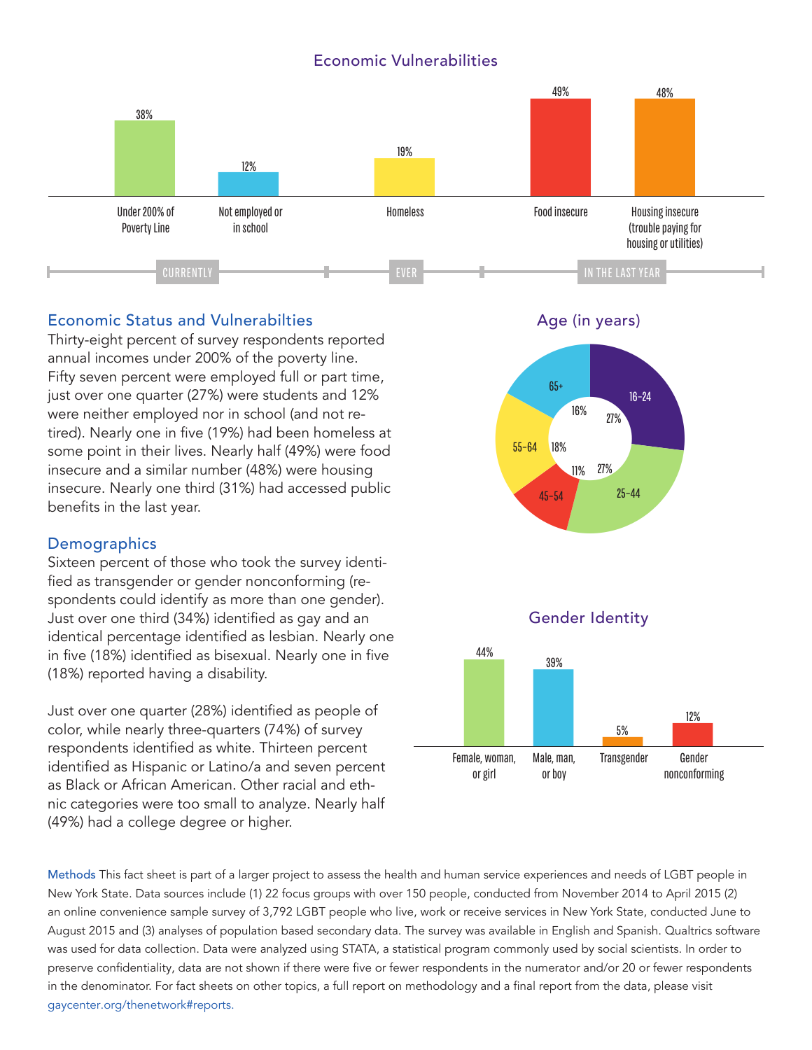## Economic Vulnerabilities

38%
Under 200% of Poverty Line

12%
Not employed or in school

CURRENTLY

19%
Homeless

EVER

49%
Food insecure

48%
Housing insecure (trouble paying for housing or utilities)

IN THE LAST YEAR

## Economic Status and Vulnerabilties

Thirty-eight percent of survey respondents reported annual incomes under 200% of the poverty line. Fifty seven percent were employed full or part time, just over one quarter (27%) were students and 12% were neither employed nor in school (and not retired). Nearly one in five (19%) had been homeless at some point in their lives. Nearly half (49%) were food insecure and a similar number (48%) were housing insecure. Nearly one third (31%) had accessed public benefits in the last year.

## Age (in years)

16-24 27%
25-44 27%
45-54 11%
55-64 18%
65+ 16%

## Demographics

Sixteen percent of those who took the survey identified as transgender or gender nonconforming (respondents could identify as more than one gender). Just over one third (34%) identified as gay and an identical percentage identified as lesbian. Nearly one in five (18%) identified as bisexual. Nearly one in five (18%) reported having a disability.

Just over one quarter (28%) identified as people of color, while nearly three-quarters (74%) of survey respondents identified as white. Thirteen percent identified as Hispanic or Latino/a and seven percent as Black or African American. Other racial and ethnic categories were too small to analyze. Nearly half (49%) had a college degree or higher.

## Gender Identity

44%
Female, woman, or girl

39%
Male, man, or boy

5%
Transgender

12%
Gender nonconforming

**Methods** This fact sheet is part of a larger project to assess the health and human service experiences and needs of LGBT people in New York State. Data sources include (1) 22 focus groups with over 150 people, conducted from November 2014 to April 2015 (2) an online convenience sample survey of 3,792 LGBT people who live, work or receive services in New York State, conducted June to August 2015 and (3) analyses of population based secondary data. The survey was available in English and Spanish. Qualtrics software was used for data collection. Data were analyzed using STATA, a statistical program commonly used by social scientists. In order to preserve confidentiality, data are not shown if there were five or fewer respondents in the numerator and/or 20 or fewer respondents in the denominator. For fact sheets on other topics, a full report on methodology and a final report from the data, please visit gaycenter.org/thenetwork#reports.